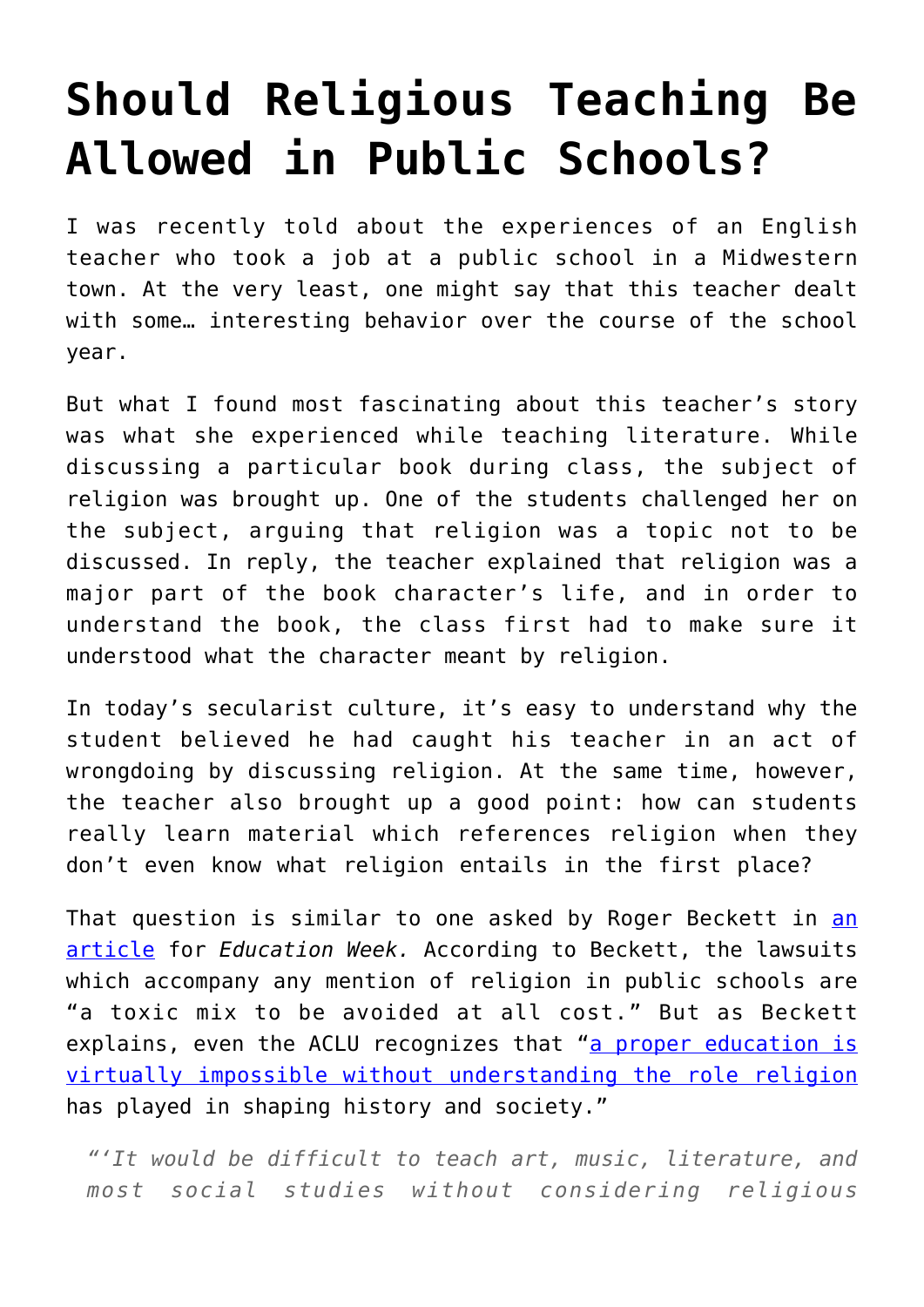# Should Religious Teaching Be Allowed in Public Schools?

I was recently told about the experiences of an English teacher who took a job at a public school in a Midwestern town. At the very least, one might say that this teacher dealt with some… interesting behavior over the course of the school year.

But what I found most fascinating about this teacher's story was what she experienced while teaching literature. While discussing a particular book during class, the subject of religion was brought up. One of the students challenged her on the subject, arguing that religion was a topic not to be discussed. In reply, the teacher explained that religion was a major part of the book character's life, and in order to understand the book, the class first had to make sure it understood what the character meant by religion.

In today's secularist culture, it's easy to understand why the student believed he had caught his teacher in an act of wrongdoing by discussing religion. At the same time, however, the teacher also brought up a good point: how can students really learn material which references religion when they don't even know what religion entails in the first place?

That question is similar to one asked by Roger Beckett in [an article](#) for *Education Week.* According to Beckett, the lawsuits which accompany any mention of religion in public schools are "a toxic mix to be avoided at all cost." But as Beckett explains, even the ACLU recognizes that "[a proper education is virtually impossible without understanding the role religion](#) has played in shaping history and society."

> *"'It would be difficult to teach art, music, literature, and most social studies without considering religious*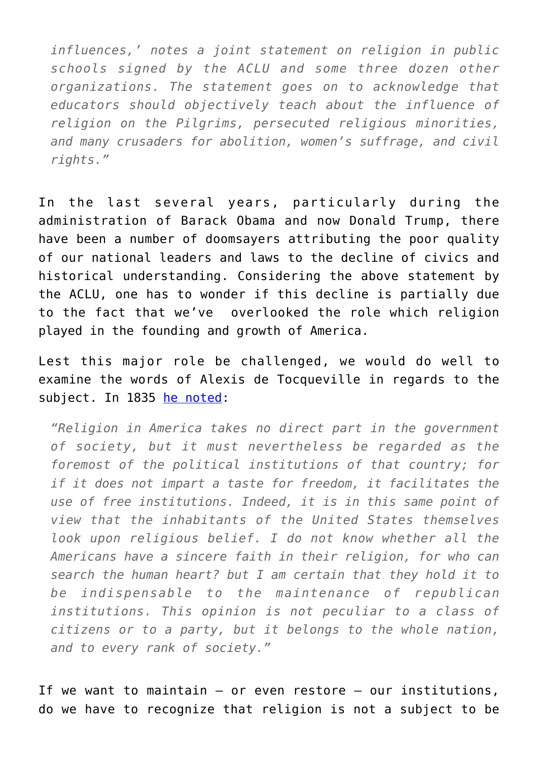*influences,' notes a joint statement on religion in public schools signed by the ACLU and some three dozen other organizations. The statement goes on to acknowledge that educators should objectively teach about the influence of religion on the Pilgrims, persecuted religious minorities, and many crusaders for abolition, women's suffrage, and civil rights."*

In the last several years, particularly during the administration of Barack Obama and now Donald Trump, there have been a number of doomsayers attributing the poor quality of our national leaders and laws to the decline of civics and historical understanding. Considering the above statement by the ACLU, one has to wonder if this decline is partially due to the fact that we've overlooked the role which religion played in the founding and growth of America.

Lest this major role be challenged, we would do well to examine the words of Alexis de Tocqueville in regards to the subject. In 1835 he noted:

> *"Religion in America takes no direct part in the government of society, but it must nevertheless be regarded as the foremost of the political institutions of that country; for if it does not impart a taste for freedom, it facilitates the use of free institutions. Indeed, it is in this same point of view that the inhabitants of the United States themselves look upon religious belief. I do not know whether all the Americans have a sincere faith in their religion, for who can search the human heart? but I am certain that they hold it to be indispensable to the maintenance of republican institutions. This opinion is not peculiar to a class of citizens or to a party, but it belongs to the whole nation, and to every rank of society."*

If we want to maintain – or even restore – our institutions, do we have to recognize that religion is not a subject to be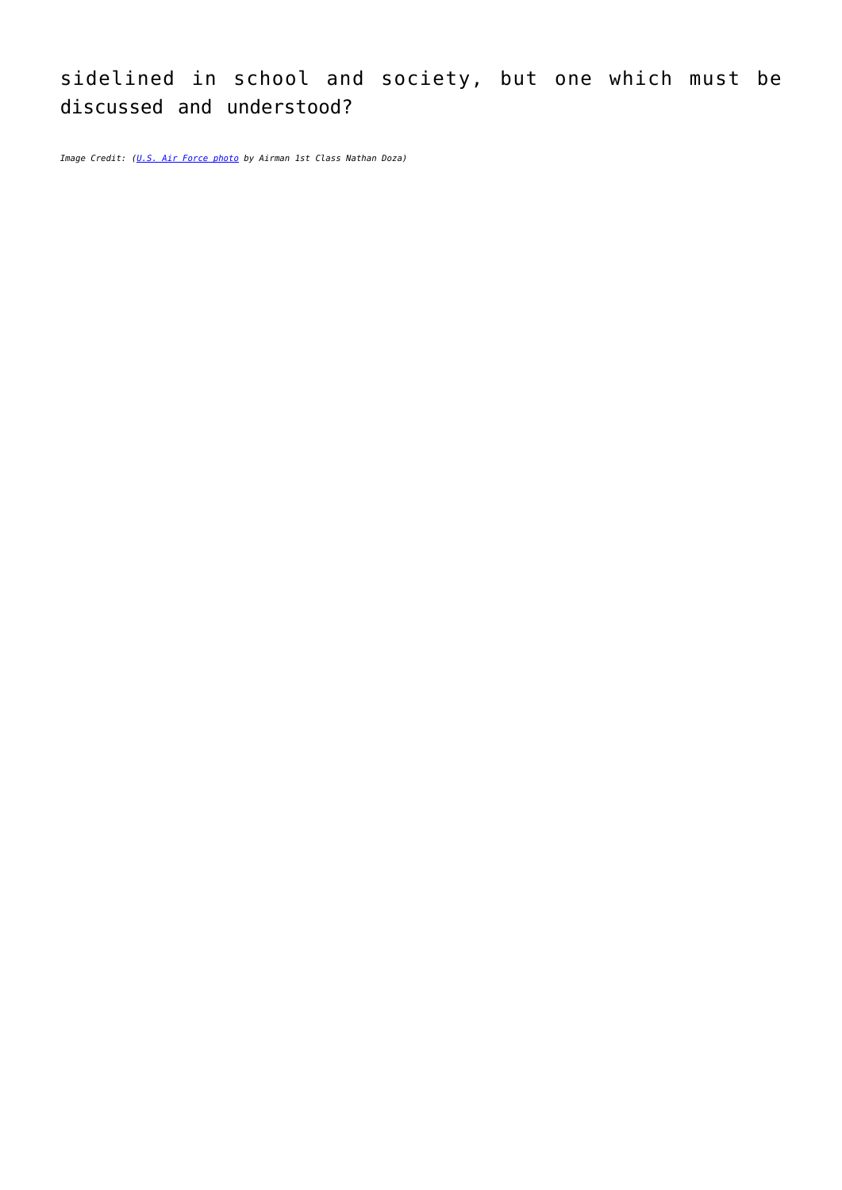sidelined in school and society, but one which must be discussed and understood?

*Image Credit: ([U.S. Air Force photo](U.S. Air Force photo) by Airman 1st Class Nathan Doza)*